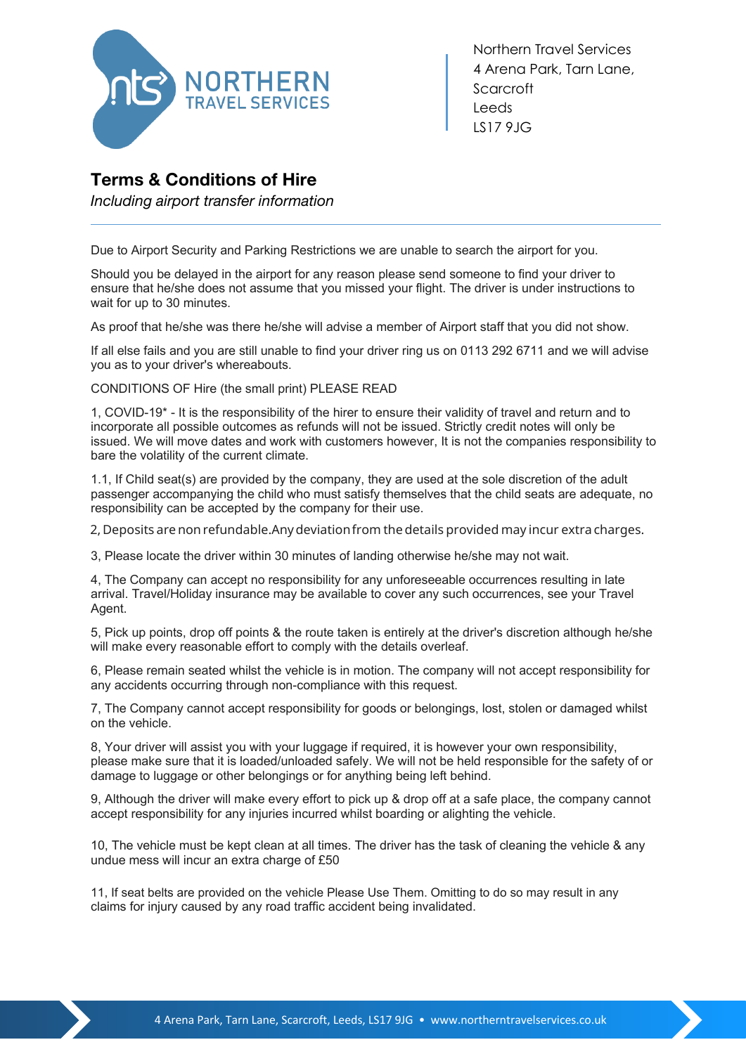Northern Travel Services
4 Arena Park, Tarn Lane,
Scarcroft
Leeds
LS17 9JG

# Terms & Conditions of Hire

*Including airport transfer information*

---

Due to Airport Security and Parking Restrictions we are unable to search the airport for you.

Should you be delayed in the airport for any reason please send someone to find your driver to ensure that he/she does not assume that you missed your flight. The driver is under instructions to wait for up to 30 minutes.

As proof that he/she was there he/she will advise a member of Airport staff that you did not show.

If all else fails and you are still unable to find your driver ring us on 0113 292 6711 and we will advise you as to your driver's whereabouts.

CONDITIONS OF Hire (the small print) PLEASE READ

1, COVID-19* - It is the responsibility of the hirer to ensure their validity of travel and return and to incorporate all possible outcomes as refunds will not be issued. Strictly credit notes will only be issued. We will move dates and work with customers however, It is not the companies responsibility to bare the volatility of the current climate.

1.1, If Child seat(s) are provided by the company, they are used at the sole discretion of the adult passenger accompanying the child who must satisfy themselves that the child seats are adequate, no responsibility can be accepted by the company for their use.

2, Deposits are non refundable.Any deviation from the details provided may incur extra charges.

3, Please locate the driver within 30 minutes of landing otherwise he/she may not wait.

4, The Company can accept no responsibility for any unforeseeable occurrences resulting in late arrival. Travel/Holiday insurance may be available to cover any such occurrences, see your Travel Agent.

5, Pick up points, drop off points & the route taken is entirely at the driver's discretion although he/she will make every reasonable effort to comply with the details overleaf.

6, Please remain seated whilst the vehicle is in motion. The company will not accept responsibility for any accidents occurring through non-compliance with this request.

7, The Company cannot accept responsibility for goods or belongings, lost, stolen or damaged whilst on the vehicle.

8, Your driver will assist you with your luggage if required, it is however your own responsibility, please make sure that it is loaded/unloaded safely. We will not be held responsible for the safety of or damage to luggage or other belongings or for anything being left behind.

9, Although the driver will make every effort to pick up & drop off at a safe place, the company cannot accept responsibility for any injuries incurred whilst boarding or alighting the vehicle.

10, The vehicle must be kept clean at all times. The driver has the task of cleaning the vehicle & any undue mess will incur an extra charge of £50

11, If seat belts are provided on the vehicle Please Use Them. Omitting to do so may result in any claims for injury caused by any road traffic accident being invalidated.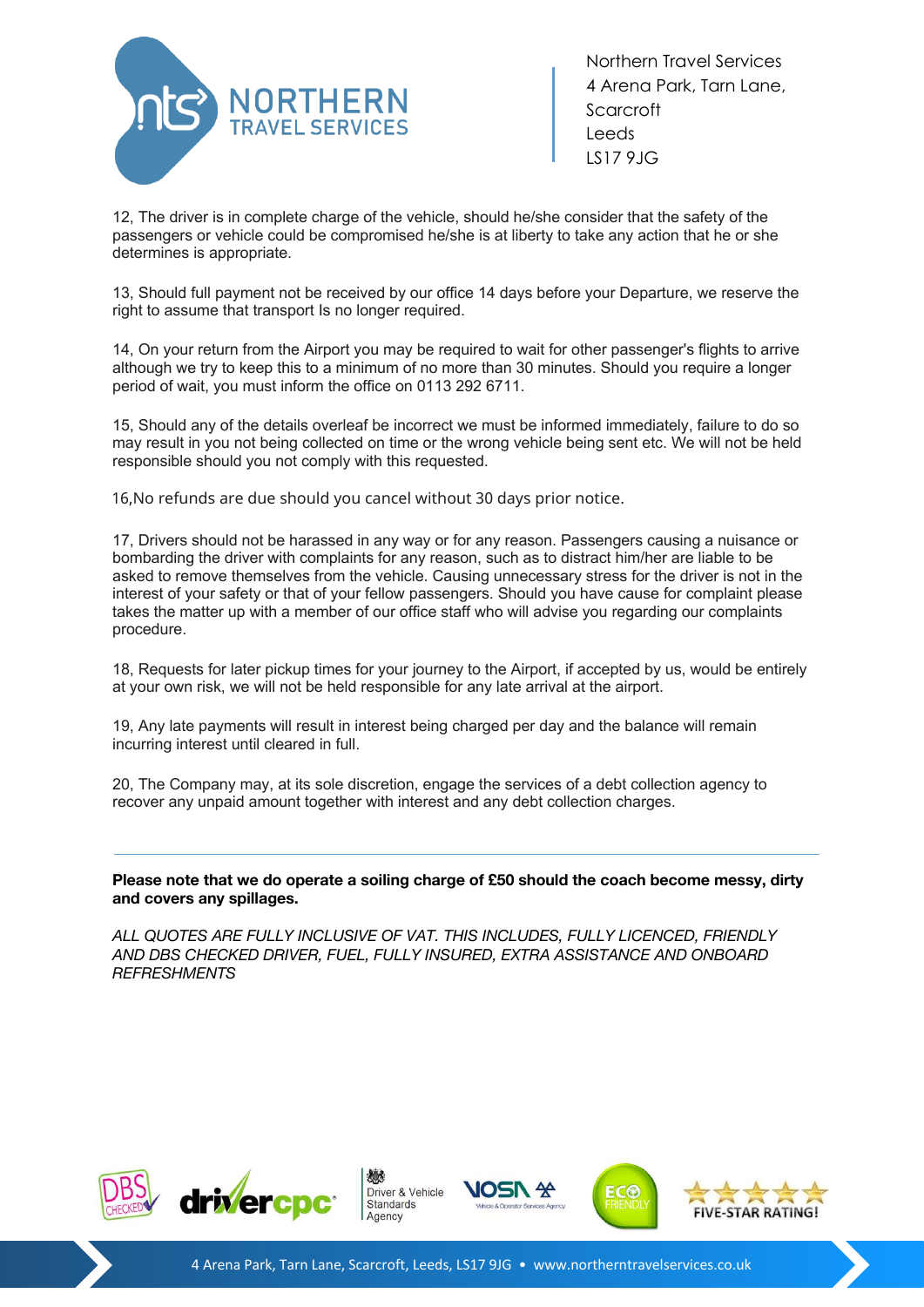Northern Travel Services
4 Arena Park, Tarn Lane,
Scarcroft
Leeds
LS17 9JG

12, The driver is in complete charge of the vehicle, should he/she consider that the safety of the passengers or vehicle could be compromised he/she is at liberty to take any action that he or she determines is appropriate.

13, Should full payment not be received by our office 14 days before your Departure, we reserve the right to assume that transport Is no longer required.

14, On your return from the Airport you may be required to wait for other passenger's flights to arrive although we try to keep this to a minimum of no more than 30 minutes. Should you require a longer period of wait, you must inform the office on 0113 292 6711.

15, Should any of the details overleaf be incorrect we must be informed immediately, failure to do so may result in you not being collected on time or the wrong vehicle being sent etc. We will not be held responsible should you not comply with this requested.

16,No refunds are due should you cancel without 30 days prior notice.

17, Drivers should not be harassed in any way or for any reason. Passengers causing a nuisance or bombarding the driver with complaints for any reason, such as to distract him/her are liable to be asked to remove themselves from the vehicle. Causing unnecessary stress for the driver is not in the interest of your safety or that of your fellow passengers. Should you have cause for complaint please takes the matter up with a member of our office staff who will advise you regarding our complaints procedure.

18, Requests for later pickup times for your journey to the Airport, if accepted by us, would be entirely at your own risk, we will not be held responsible for any late arrival at the airport.

19, Any late payments will result in interest being charged per day and the balance will remain incurring interest until cleared in full.

20, The Company may, at its sole discretion, engage the services of a debt collection agency to recover any unpaid amount together with interest and any debt collection charges.

---

**Please note that we do operate a soiling charge of £50 should the coach become messy, dirty and covers any spillages.**

*ALL QUOTES ARE FULLY INCLUSIVE OF VAT. THIS INCLUDES, FULLY LICENCED, FRIENDLY AND DBS CHECKED DRIVER, FUEL, FULLY INSURED, EXTRA ASSISTANCE AND ONBOARD REFRESHMENTS*